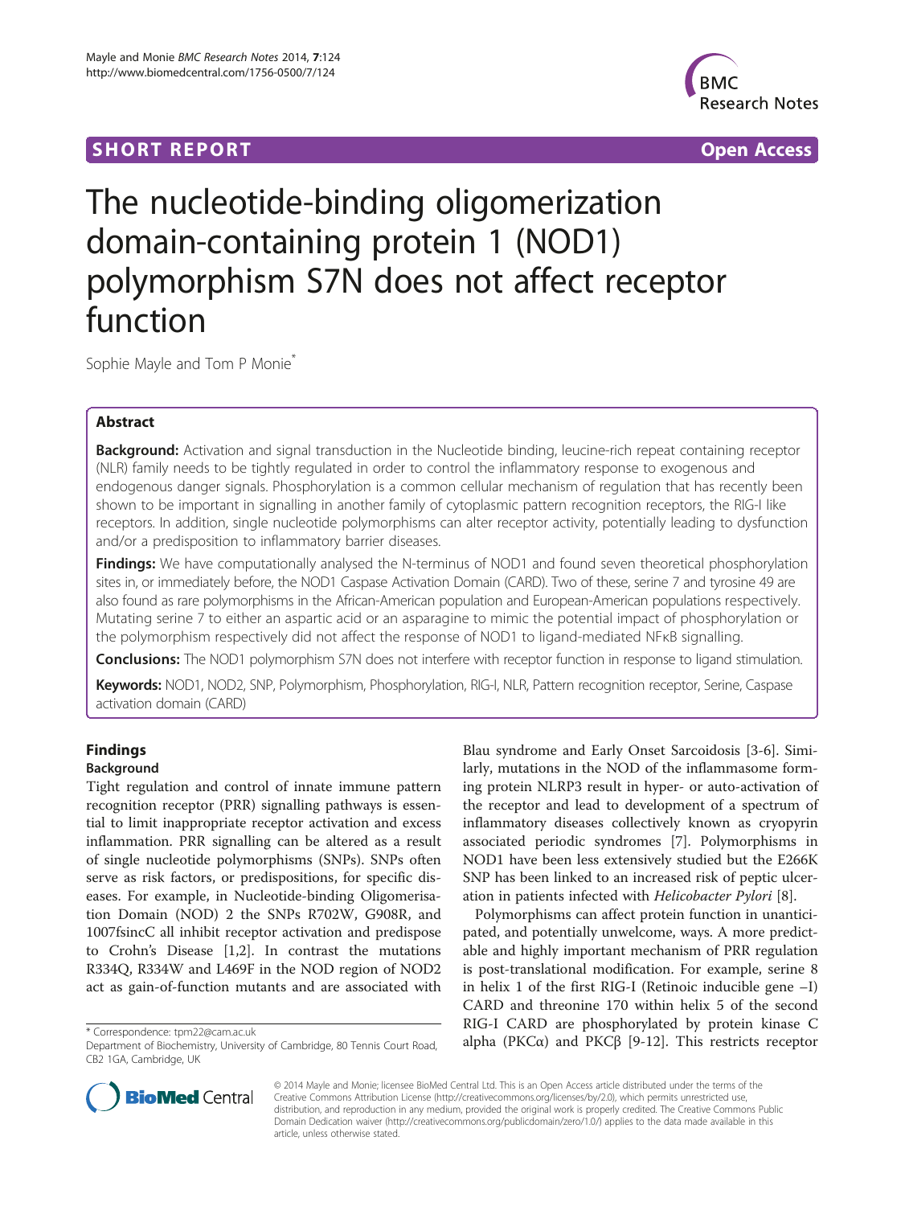SHORT REPORT **Open Access**

# The nucleotide-binding oligomerization domain-containing protein 1 (NOD1) polymorphism S7N does not affect receptor function

Sophie Mayle and Tom P Monie*

## Abstract

**Background:** Activation and signal transduction in the Nucleotide binding, leucine-rich repeat containing receptor (NLR) family needs to be tightly regulated in order to control the inflammatory response to exogenous and endogenous danger signals. Phosphorylation is a common cellular mechanism of regulation that has recently been shown to be important in signalling in another family of cytoplasmic pattern recognition receptors, the RIG-I like receptors. In addition, single nucleotide polymorphisms can alter receptor activity, potentially leading to dysfunction and/or a predisposition to inflammatory barrier diseases.

**Findings:** We have computationally analysed the N-terminus of NOD1 and found seven theoretical phosphorylation sites in, or immediately before, the NOD1 Caspase Activation Domain (CARD). Two of these, serine 7 and tyrosine 49 are also found as rare polymorphisms in the African-American population and European-American populations respectively. Mutating serine 7 to either an aspartic acid or an asparagine to mimic the potential impact of phosphorylation or the polymorphism respectively did not affect the response of NOD1 to ligand-mediated NFκB signalling.

**Conclusions:** The NOD1 polymorphism S7N does not interfere with receptor function in response to ligand stimulation.

**Keywords:** NOD1, NOD2, SNP, Polymorphism, Phosphorylation, RIG-I, NLR, Pattern recognition receptor, Serine, Caspase activation domain (CARD)

## Findings

### Background

Tight regulation and control of innate immune pattern recognition receptor (PRR) signalling pathways is essential to limit inappropriate receptor activation and excess inflammation. PRR signalling can be altered as a result of single nucleotide polymorphisms (SNPs). SNPs often serve as risk factors, or predispositions, for specific diseases. For example, in Nucleotide-binding Oligomerisation Domain (NOD) 2 the SNPs R702W, G908R, and 1007fsincC all inhibit receptor activation and predispose to Crohn's Disease [1,2]. In contrast the mutations R334Q, R334W and L469F in the NOD region of NOD2 act as gain-of-function mutants and are associated with Blau syndrome and Early Onset Sarcoidosis [3-6]. Similarly, mutations in the NOD of the inflammasome forming protein NLRP3 result in hyper- or auto-activation of the receptor and lead to development of a spectrum of inflammatory diseases collectively known as cryopyrin associated periodic syndromes [7]. Polymorphisms in NOD1 have been less extensively studied but the E266K SNP has been linked to an increased risk of peptic ulceration in patients infected with *Helicobacter Pylori* [8].

Polymorphisms can affect protein function in unanticipated, and potentially unwelcome, ways. A more predictable and highly important mechanism of PRR regulation is post-translational modification. For example, serine 8 in helix 1 of the first RIG-I (Retinoic inducible gene –I) CARD and threonine 170 within helix 5 of the second RIG-I CARD are phosphorylated by protein kinase C alpha (PKCα) and PKCβ [9-12]. This restricts receptor

\* Correspondence: tpm22@cam.ac.uk
Department of Biochemistry, University of Cambridge, 80 Tennis Court Road, CB2 1GA, Cambridge, UK

© 2014 Mayle and Monie; licensee BioMed Central Ltd. This is an Open Access article distributed under the terms of the Creative Commons Attribution License (http://creativecommons.org/licenses/by/2.0), which permits unrestricted use, distribution, and reproduction in any medium, provided the original work is properly credited. The Creative Commons Public Domain Dedication waiver (http://creativecommons.org/publicdomain/zero/1.0/) applies to the data made available in this article, unless otherwise stated.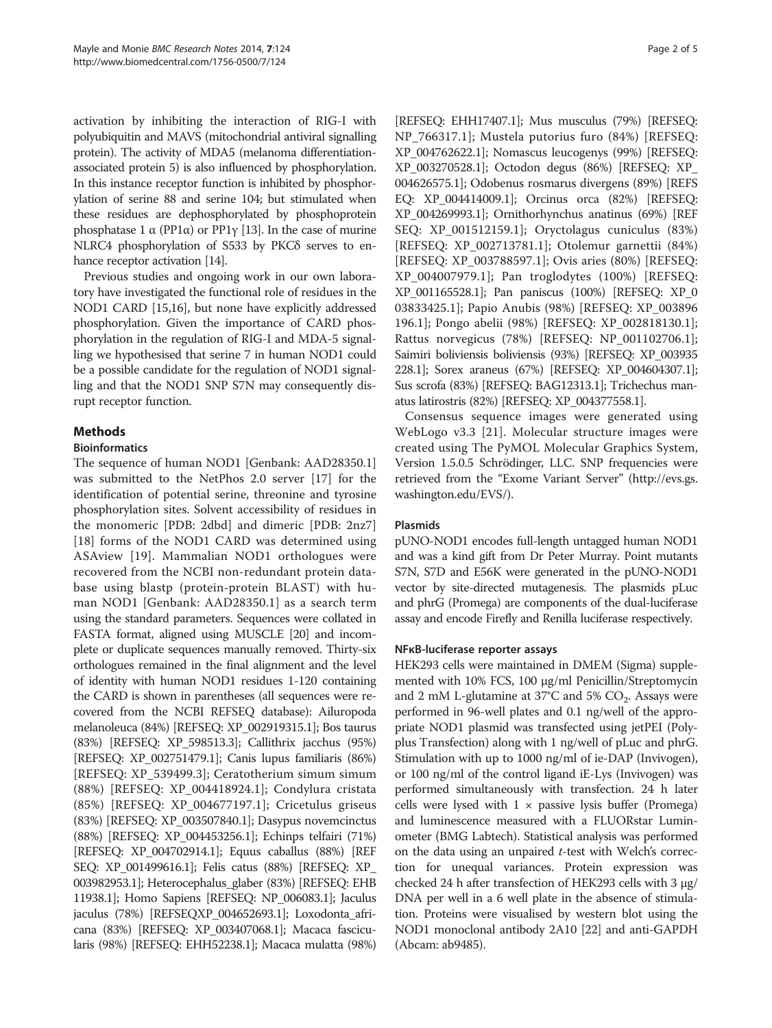activation by inhibiting the interaction of RIG-I with polyubiquitin and MAVS (mitochondrial antiviral signalling protein). The activity of MDA5 (melanoma differentiation-associated protein 5) is also influenced by phosphorylation. In this instance receptor function is inhibited by phosphorylation of serine 88 and serine 104; but stimulated when these residues are dephosphorylated by phosphoprotein phosphatase 1 α (PP1α) or PP1γ [13]. In the case of murine NLRC4 phosphorylation of S533 by PKCδ serves to enhance receptor activation [14].

Previous studies and ongoing work in our own laboratory have investigated the functional role of residues in the NOD1 CARD [15,16], but none have explicitly addressed phosphorylation. Given the importance of CARD phosphorylation in the regulation of RIG-I and MDA-5 signalling we hypothesised that serine 7 in human NOD1 could be a possible candidate for the regulation of NOD1 signalling and that the NOD1 SNP S7N may consequently disrupt receptor function.

## Methods

### Bioinformatics

The sequence of human NOD1 [Genbank: AAD28350.1] was submitted to the NetPhos 2.0 server [17] for the identification of potential serine, threonine and tyrosine phosphorylation sites. Solvent accessibility of residues in the monomeric [PDB: 2dbd] and dimeric [PDB: 2nz7] [18] forms of the NOD1 CARD was determined using ASAview [19]. Mammalian NOD1 orthologues were recovered from the NCBI non-redundant protein database using blastp (protein-protein BLAST) with human NOD1 [Genbank: AAD28350.1] as a search term using the standard parameters. Sequences were collated in FASTA format, aligned using MUSCLE [20] and incomplete or duplicate sequences manually removed. Thirty-six orthologues remained in the final alignment and the level of identity with human NOD1 residues 1-120 containing the CARD is shown in parentheses (all sequences were recovered from the NCBI REFSEQ database): Ailuropoda melanoleuca (84%) [REFSEQ: XP_002919315.1]; Bos taurus (83%) [REFSEQ: XP_598513.3]; Callithrix jacchus (95%) [REFSEQ: XP_002751479.1]; Canis lupus familiaris (86%) [REFSEQ: XP_539499.3]; Ceratotherium simum simum (88%) [REFSEQ: XP_004418924.1]; Condylura cristata (85%) [REFSEQ: XP_004677197.1]; Cricetulus griseus (83%) [REFSEQ: XP_003507840.1]; Dasypus novemcinctus (88%) [REFSEQ: XP_004453256.1]; Echinps telfairi (71%) [REFSEQ: XP_004702914.1]; Equus caballus (88%) [REFSEQ: XP_001499616.1]; Felis catus (88%) [REFSEQ: XP_003982953.1]; Heterocephalus_glaber (83%) [REFSEQ: EHB11938.1]; Homo Sapiens [REFSEQ: NP_006083.1]; Jaculus jaculus (78%) [REFSEQXP_004652693.1]; Loxodonta_africana (83%) [REFSEQ: XP_003407068.1]; Macaca fascicularis (98%) [REFSEQ: EHH52238.1]; Macaca mulatta (98%) [REFSEQ: EHH17407.1]; Mus musculus (79%) [REFSEQ: NP_766317.1]; Mustela putorius furo (84%) [REFSEQ: XP_004762622.1]; Nomascus leucogenys (99%) [REFSEQ: XP_003270528.1]; Octodon degus (86%) [REFSEQ: XP_004626575.1]; Odobenus rosmarus divergens (89%) [REFSEQ: XP_004414009.1]; Orcinus orca (82%) [REFSEQ: XP_004269993.1]; Ornithorhynchus anatinus (69%) [REFSEQ: XP_001512159.1]; Oryctolagus cuniculus (83%) [REFSEQ: XP_002713781.1]; Otolemur garnettii (84%) [REFSEQ: XP_003788597.1]; Ovis aries (80%) [REFSEQ: XP_004007979.1]; Pan troglodytes (100%) [REFSEQ: XP_001165528.1]; Pan paniscus (100%) [REFSEQ: XP_003833425.1]; Papio Anubis (98%) [REFSEQ: XP_003896196.1]; Pongo abelii (98%) [REFSEQ: XP_002818130.1]; Rattus norvegicus (78%) [REFSEQ: NP_001102706.1]; Saimiri boliviensis boliviensis (93%) [REFSEQ: XP_003935228.1]; Sorex araneus (67%) [REFSEQ: XP_004604307.1]; Sus scrofa (83%) [REFSEQ: BAG12313.1]; Trichechus manatus latirostris (82%) [REFSEQ: XP_004377558.1].

Consensus sequence images were generated using WebLogo v3.3 [21]. Molecular structure images were created using The PyMOL Molecular Graphics System, Version 1.5.0.5 Schrödinger, LLC. SNP frequencies were retrieved from the "Exome Variant Server" (http://evs.gs.washington.edu/EVS/).

### Plasmids

pUNO-NOD1 encodes full-length untagged human NOD1 and was a kind gift from Dr Peter Murray. Point mutants S7N, S7D and E56K were generated in the pUNO-NOD1 vector by site-directed mutagenesis. The plasmids pLuc and phrG (Promega) are components of the dual-luciferase assay and encode Firefly and Renilla luciferase respectively.

### NFκB-luciferase reporter assays

HEK293 cells were maintained in DMEM (Sigma) supplemented with 10% FCS, 100 μg/ml Penicillin/Streptomycin and 2 mM L-glutamine at 37°C and 5% $CO_2$. Assays were performed in 96-well plates and 0.1 ng/well of the appropriate NOD1 plasmid was transfected using jetPEI (Polyplus Transfection) along with 1 ng/well of pLuc and phrG. Stimulation with up to 1000 ng/ml of ie-DAP (Invivogen), or 100 ng/ml of the control ligand iE-Lys (Invivogen) was performed simultaneously with transfection. 24 h later cells were lysed with 1 × passive lysis buffer (Promega) and luminescence measured with a FLUORstar Luminometer (BMG Labtech). Statistical analysis was performed on the data using an unpaired *t*-test with Welch's correction for unequal variances. Protein expression was checked 24 h after transfection of HEK293 cells with 3 μg/DNA per well in a 6 well plate in the absence of stimulation. Proteins were visualised by western blot using the NOD1 monoclonal antibody 2A10 [22] and anti-GAPDH (Abcam: ab9485).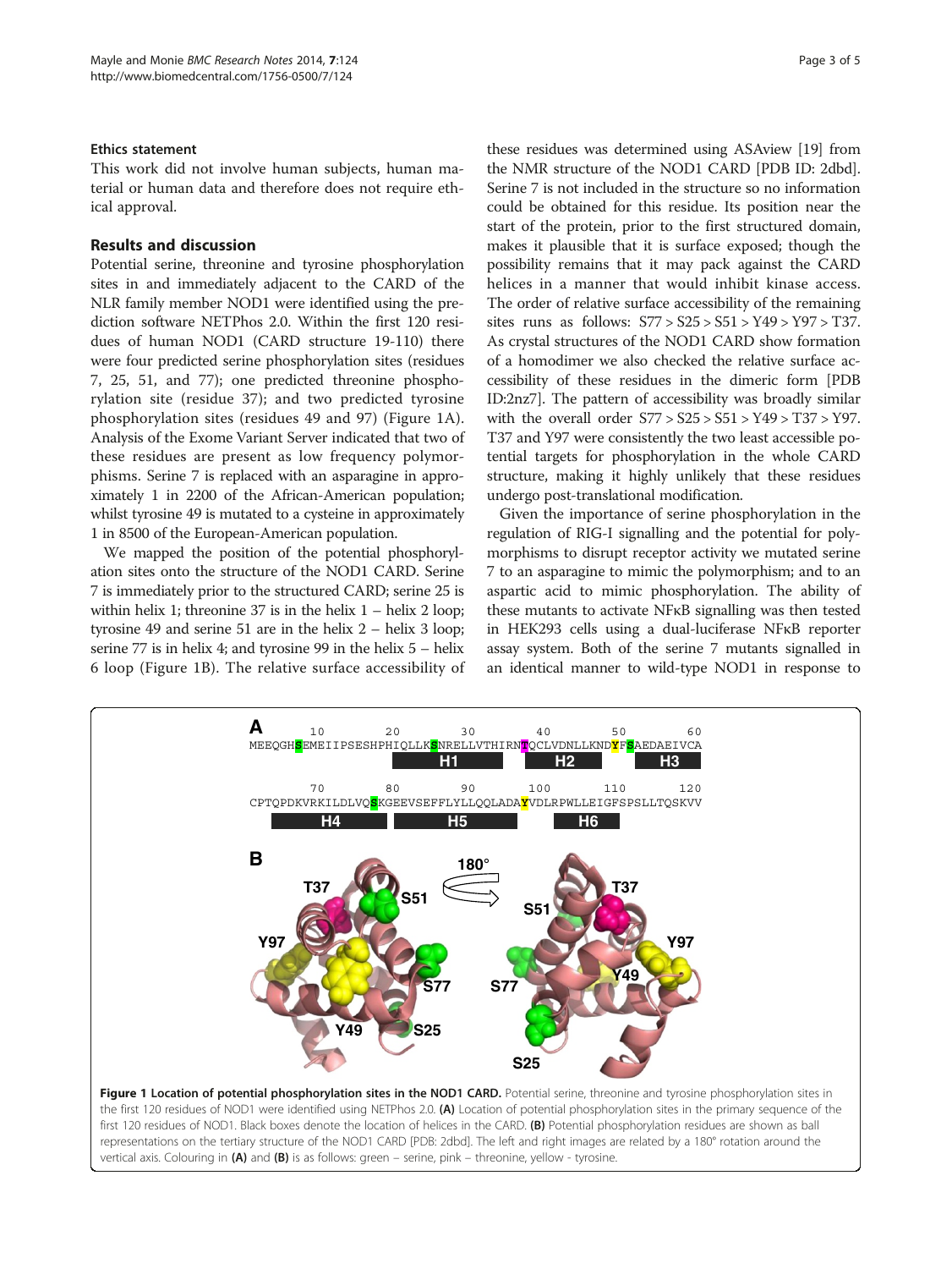### Ethics statement

This work did not involve human subjects, human material or human data and therefore does not require ethical approval.

## Results and discussion

Potential serine, threonine and tyrosine phosphorylation sites in and immediately adjacent to the CARD of the NLR family member NOD1 were identified using the prediction software NETPhos 2.0. Within the first 120 residues of human NOD1 (CARD structure 19-110) there were four predicted serine phosphorylation sites (residues 7, 25, 51, and 77); one predicted threonine phosphorylation site (residue 37); and two predicted tyrosine phosphorylation sites (residues 49 and 97) (Figure 1A). Analysis of the Exome Variant Server indicated that two of these residues are present as low frequency polymorphisms. Serine 7 is replaced with an asparagine in approximately 1 in 2200 of the African-American population; whilst tyrosine 49 is mutated to a cysteine in approximately 1 in 8500 of the European-American population.

We mapped the position of the potential phosphorylation sites onto the structure of the NOD1 CARD. Serine 7 is immediately prior to the structured CARD; serine 25 is within helix 1; threonine 37 is in the helix 1 – helix 2 loop; tyrosine 49 and serine 51 are in the helix 2 – helix 3 loop; serine 77 is in helix 4; and tyrosine 99 in the helix 5 – helix 6 loop (Figure 1B). The relative surface accessibility of these residues was determined using ASAview [19] from the NMR structure of the NOD1 CARD [PDB ID: 2dbd]. Serine 7 is not included in the structure so no information could be obtained for this residue. Its position near the start of the protein, prior to the first structured domain, makes it plausible that it is surface exposed; though the possibility remains that it may pack against the CARD helices in a manner that would inhibit kinase access. The order of relative surface accessibility of the remaining sites runs as follows: S77 > S25 > S51 > Y49 > Y97 > T37. As crystal structures of the NOD1 CARD show formation of a homodimer we also checked the relative surface accessibility of these residues in the dimeric form [PDB ID:2nz7]. The pattern of accessibility was broadly similar with the overall order S77 > S25 > S51 > Y49 > T37 > Y97. T37 and Y97 were consistently the two least accessible potential targets for phosphorylation in the whole CARD structure, making it highly unlikely that these residues undergo post-translational modification.

Given the importance of serine phosphorylation in the regulation of RIG-I signalling and the potential for polymorphisms to disrupt receptor activity we mutated serine 7 to an asparagine to mimic the polymorphism; and to an aspartic acid to mimic phosphorylation. The ability of these mutants to activate NFκB signalling was then tested in HEK293 cells using a dual-luciferase NFκB reporter assay system. Both of the serine 7 mutants signalled in an identical manner to wild-type NOD1 in response to

**Figure 1 Location of potential phosphorylation sites in the NOD1 CARD.** Potential serine, threonine and tyrosine phosphorylation sites in the first 120 residues of NOD1 were identified using NETPhos 2.0. **(A)** Location of potential phosphorylation sites in the primary sequence of the first 120 residues of NOD1. Black boxes denote the location of helices in the CARD. **(B)** Potential phosphorylation residues are shown as ball representations on the tertiary structure of the NOD1 CARD [PDB: 2dbd]. The left and right images are related by a 180° rotation around the vertical axis. Colouring in **(A)** and **(B)** is as follows: green – serine, pink – threonine, yellow - tyrosine.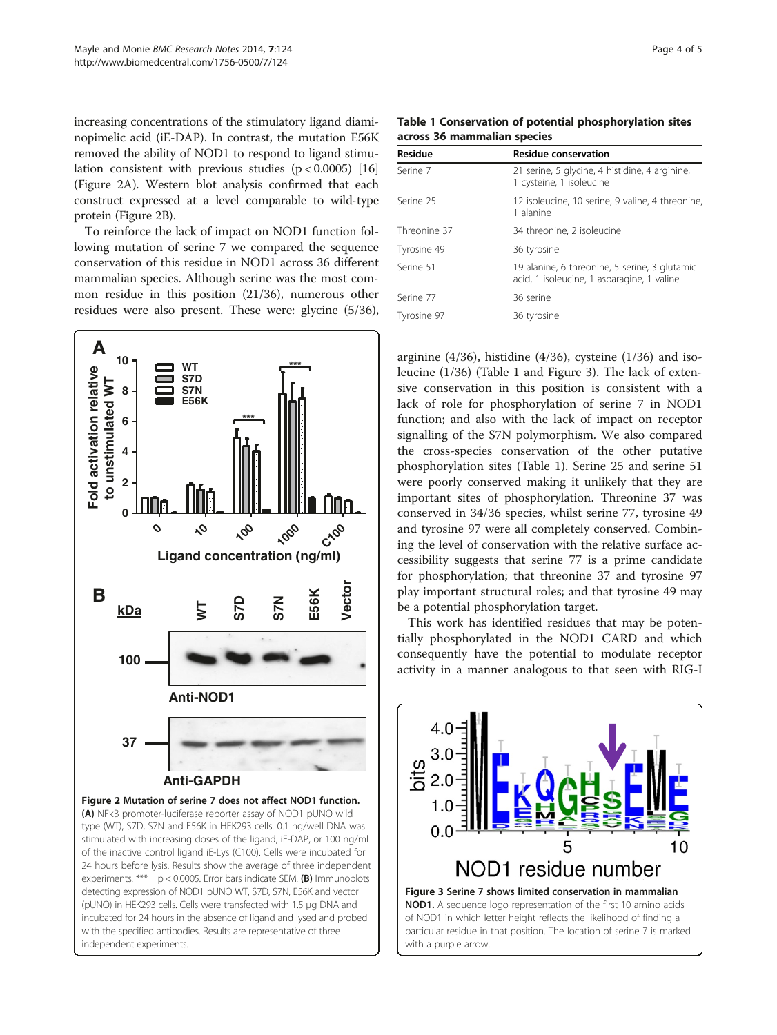increasing concentrations of the stimulatory ligand diaminopimelic acid (iE-DAP). In contrast, the mutation E56K removed the ability of NOD1 to respond to ligand stimulation consistent with previous studies ($p < 0.0005$) [16] (Figure 2A). Western blot analysis confirmed that each construct expressed at a level comparable to wild-type protein (Figure 2B).

To reinforce the lack of impact on NOD1 function following mutation of serine 7 we compared the sequence conservation of this residue in NOD1 across 36 different mammalian species. Although serine was the most common residue in this position (21/36), numerous other residues were also present. These were: glycine (5/36), arginine (4/36), histidine (4/36), cysteine (1/36) and isoleucine (1/36) (Table 1 and Figure 3). The lack of extensive conservation in this position is consistent with a lack of role for phosphorylation of serine 7 in NOD1 function; and also with the lack of impact on receptor signalling of the S7N polymorphism. We also compared the cross-species conservation of the other putative phosphorylation sites (Table 1). Serine 25 and serine 51 were poorly conserved making it unlikely that they are important sites of phosphorylation. Threonine 37 was conserved in 34/36 species, whilst serine 77, tyrosine 49 and tyrosine 97 were all completely conserved. Combining the level of conservation with the relative surface accessibility suggests that serine 77 is a prime candidate for phosphorylation; that threonine 37 and tyrosine 97 play important structural roles; and that tyrosine 49 may be a potential phosphorylation target.

This work has identified residues that may be potentially phosphorylated in the NOD1 CARD and which consequently have the potential to modulate receptor activity in a manner analogous to that seen with RIG-I

**Table 1 Conservation of potential phosphorylation sites across 36 mammalian species**

| Residue | Residue conservation |
|---|---|
| Serine 7 | 21 serine, 5 glycine, 4 histidine, 4 arginine, 1 cysteine, 1 isoleucine |
| Serine 25 | 12 isoleucine, 10 serine, 9 valine, 4 threonine, 1 alanine |
| Threonine 37 | 34 threonine, 2 isoleucine |
| Tyrosine 49 | 36 tyrosine |
| Serine 51 | 19 alanine, 6 threonine, 5 serine, 3 glutamic acid, 1 isoleucine, 1 asparagine, 1 valine |
| Serine 77 | 36 serine |
| Tyrosine 97 | 36 tyrosine |

**Figure 2 Mutation of serine 7 does not affect NOD1 function.** **(A)** NFκB promoter-luciferase reporter assay of NOD1 pUNO wild type (WT), S7D, S7N and E56K in HEK293 cells. 0.1 ng/well DNA was stimulated with increasing doses of the ligand, iE-DAP, or 100 ng/ml of the inactive control ligand iE-Lys (C100). Cells were incubated for 24 hours before lysis. Results show the average of three independent experiments. *** = $p < 0.0005$. Error bars indicate SEM. **(B)** Immunoblots detecting expression of NOD1 pUNO WT, S7D, S7N, E56K and vector (pUNO) in HEK293 cells. Cells were transfected with 1.5 μg DNA and incubated for 24 hours in the absence of ligand and lysed and probed with the specified antibodies. Results are representative of three independent experiments.

**Figure 3 Serine 7 shows limited conservation in mammalian NOD1.** A sequence logo representation of the first 10 amino acids of NOD1 in which letter height reflects the likelihood of finding a particular residue in that position. The location of serine 7 is marked with a purple arrow.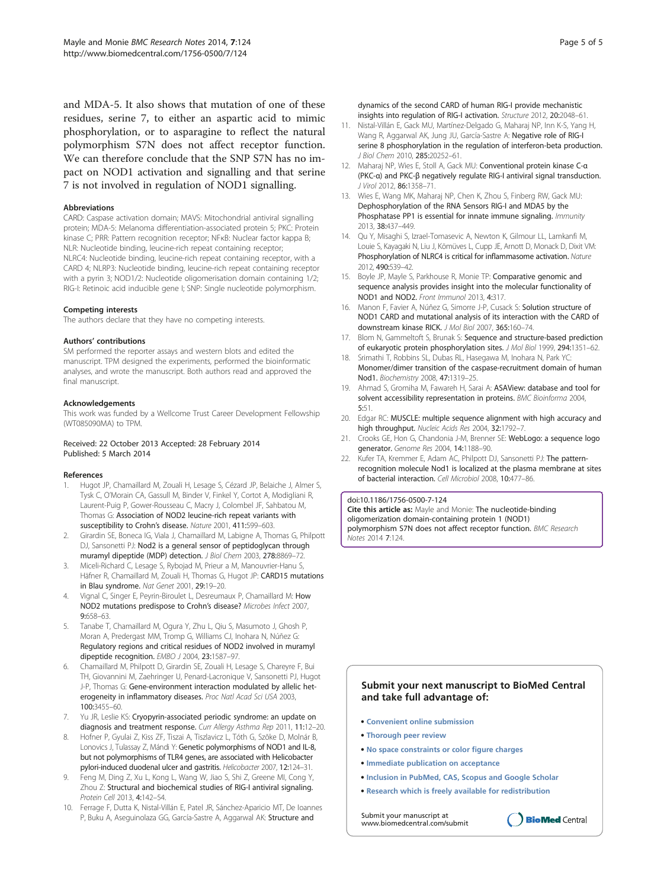and MDA-5. It also shows that mutation of one of these residues, serine 7, to either an aspartic acid to mimic phosphorylation, or to asparagine to reflect the natural polymorphism S7N does not affect receptor function. We can therefore conclude that the SNP S7N has no impact on NOD1 activation and signalling and that serine 7 is not involved in regulation of NOD1 signalling.

#### Abbreviations

CARD: Caspase activation domain; MAVS: Mitochondrial antiviral signalling protein; MDA-5: Melanoma differentiation-associated protein 5; PKC: Protein kinase C; PRR: Pattern recognition receptor; NFκB: Nuclear factor kappa B; NLR: Nucleotide binding, leucine-rich repeat containing receptor; NLRC4: Nucleotide binding, leucine-rich repeat containing receptor, with a CARD 4; NLRP3: Nucleotide binding, leucine-rich repeat containing receptor with a pyrin 3; NOD1/2: Nucleotide oligomerisation domain containing 1/2; RIG-I: Retinoic acid inducible gene I; SNP: Single nucleotide polymorphism.

#### Competing interests

The authors declare that they have no competing interests.

#### Authors' contributions

SM performed the reporter assays and western blots and edited the manuscript. TPM designed the experiments, performed the bioinformatic analyses, and wrote the manuscript. Both authors read and approved the final manuscript.

#### Acknowledgements

This work was funded by a Wellcome Trust Career Development Fellowship (WT085090MA) to TPM.

Received: 22 October 2013 Accepted: 28 February 2014
Published: 5 March 2014

#### References

1. Hugot JP, Chamaillard M, Zouali H, Lesage S, Cézard JP, Belaiche J, Almer S, Tysk C, O'Morain CA, Gassull M, Binder V, Finkel Y, Cortot A, Modigliani R, Laurent-Puig P, Gower-Rousseau C, Macry J, Colombel JF, Sahbatou M, Thomas G: **Association of NOD2 leucine-rich repeat variants with susceptibility to Crohn's disease.** *Nature* 2001, **411:**599–603.
2. Girardin SE, Boneca IG, Viala J, Chamaillard M, Labigne A, Thomas G, Philpott DJ, Sansonetti PJ: **Nod2 is a general sensor of peptidoglycan through muramyl dipeptide (MDP) detection.** *J Biol Chem* 2003, **278:**8869–72.
3. Miceli-Richard C, Lesage S, Rybojad M, Prieur a M, Manouvrier-Hanu S, Häfner R, Chamaillard M, Zouali H, Thomas G, Hugot JP: **CARD15 mutations in Blau syndrome.** *Nat Genet* 2001, **29:**19–20.
4. Vignal C, Singer E, Peyrin-Biroulet L, Desreumaux P, Chamaillard M: **How NOD2 mutations predispose to Crohn's disease?** *Microbes Infect* 2007, **9:**658–63.
5. Tanabe T, Chamaillard M, Ogura Y, Zhu L, Qiu S, Masumoto J, Ghosh P, Moran A, Predergast MM, Tromp G, Williams CJ, Inohara N, Núñez G: **Regulatory regions and critical residues of NOD2 involved in muramyl dipeptide recognition.** *EMBO J* 2004, **23:**1587–97.
6. Chamaillard M, Philpott D, Girardin SE, Zouali H, Lesage S, Chareyre F, Bui TH, Giovannini M, Zaehringer U, Penard-Lacronique V, Sansonetti PJ, Hugot J-P, Thomas G: **Gene-environment interaction modulated by allelic heterogeneity in inflammatory diseases.** *Proc Natl Acad Sci USA* 2003, **100:**3455–60.
7. Yu JR, Leslie KS: **Cryopyrin-associated periodic syndrome: an update on diagnosis and treatment response.** *Curr Allergy Asthma Rep* 2011, **11:**12–20.
8. Hofner P, Gyulai Z, Kiss ZF, Tiszai A, Tiszlavicz L, Tóth G, Szőke D, Molnár B, Lonovics J, Tulassay Z, Mándi Y: **Genetic polymorphisms of NOD1 and IL-8, but not polymorphisms of TLR4 genes, are associated with Helicobacter pylori-induced duodenal ulcer and gastritis.** *Helicobacter* 2007, **12:**124–31.
9. Feng M, Ding Z, Xu L, Kong L, Wang W, Jiao S, Shi Z, Greene MI, Cong Y, Zhou Z: **Structural and biochemical studies of RIG-I antiviral signaling.** *Protein Cell* 2013, **4:**142–54.
10. Ferrage F, Dutta K, Nistal-Villán E, Patel JR, Sánchez-Aparicio MT, De Ioannes P, Buku A, Aseguinolaza GG, García-Sastre A, Aggarwal AK: **Structure and dynamics of the second CARD of human RIG-I provide mechanistic insights into regulation of RIG-I activation.** *Structure* 2012, **20:**2048–61.
11. Nistal-Villán E, Gack MU, Martínez-Delgado G, Maharaj NP, Inn K-S, Yang H, Wang R, Aggarwal AK, Jung JU, García-Sastre A: **Negative role of RIG-I serine 8 phosphorylation in the regulation of interferon-beta production.** *J Biol Chem* 2010, **285:**20252–61.
12. Maharaj NP, Wies E, Stoll A, Gack MU: **Conventional protein kinase C-α (PKC-α) and PKC-β negatively regulate RIG-I antiviral signal transduction.** *J Virol* 2012, **86:**1358–71.
13. Wies E, Wang MK, Maharaj NP, Chen K, Zhou S, Finberg RW, Gack MU: **Dephosphorylation of the RNA Sensors RIG-I and MDA5 by the Phosphatase PP1 is essential for innate immune signaling.** *Immunity* 2013, **38:**437–449.
14. Qu Y, Misaghi S, Izrael-Tomasevic A, Newton K, Gilmour LL, Lamkanfi M, Louie S, Kayagaki N, Liu J, Kömüves L, Cupp JE, Arnott D, Monack D, Dixit VM: **Phosphorylation of NLRC4 is critical for inflammasome activation.** *Nature* 2012, **490:**539–42.
15. Boyle JP, Mayle S, Parkhouse R, Monie TP: **Comparative genomic and sequence analysis provides insight into the molecular functionality of NOD1 and NOD2.** *Front Immunol* 2013, **4:**317.
16. Manon F, Favier A, Núñez G, Simorre J-P, Cusack S: **Solution structure of NOD1 CARD and mutational analysis of its interaction with the CARD of downstream kinase RICK.** *J Mol Biol* 2007, **365:**160–74.
17. Blom N, Gammeltoft S, Brunak S: **Sequence and structure-based prediction of eukaryotic protein phosphorylation sites.** *J Mol Biol* 1999, **294:**1351–62.
18. Srimathi T, Robbins SL, Dubas RL, Hasegawa M, Inohara N, Park YC: **Monomer/dimer transition of the caspase-recruitment domain of human Nod1.** *Biochemistry* 2008, **47:**1319–25.
19. Ahmad S, Gromiha M, Fawareh H, Sarai A: **ASAView: database and tool for solvent accessibility representation in proteins.** *BMC Bioinforma* 2004, **5:**51.
20. Edgar RC: **MUSCLE: multiple sequence alignment with high accuracy and high throughput.** *Nucleic Acids Res* 2004, **32:**1792–7.
21. Crooks GE, Hon G, Chandonia J-M, Brenner SE: **WebLogo: a sequence logo generator.** *Genome Res* 2004, **14:**1188–90.
22. Kufer TA, Kremmer E, Adam AC, Philpott DJ, Sansonetti PJ: **The pattern-recognition molecule Nod1 is localized at the plasma membrane at sites of bacterial interaction.** *Cell Microbiol* 2008, **10:**477–86.

doi:10.1186/1756-0500-7-124
**Cite this article as:** Mayle and Monie: The nucleotide-binding oligomerization domain-containing protein 1 (NOD1) polymorphism S7N does not affect receptor function. *BMC Research Notes* 2014 **7**:124.